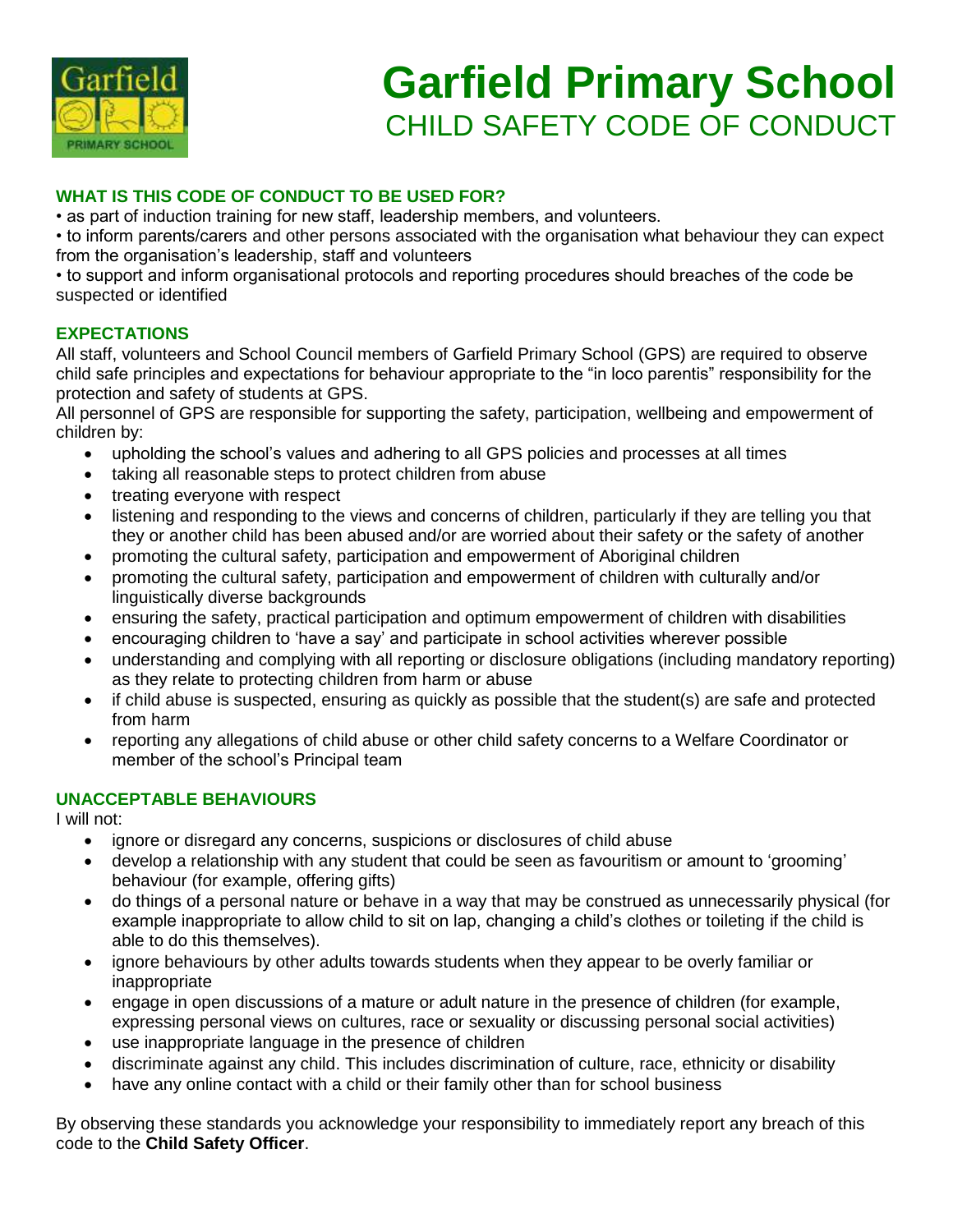# Garfield Primary School

## CHILD SAFETY CODE OF CONDUCT

### WHAT IS THIS CODE OF CONDUCT TO BE USED FOR?

• as part of induction training for new staff, leadership members, and volunteers.

• to inform parents/carers and other persons associated with the organisation what behaviour they can expect from the organisation's leadership, staff and volunteers

• to support and inform organisational protocols and reporting procedures should breaches of the code be suspected or identified

### EXPECTATIONS

All staff, volunteers and School Council members of Garfield Primary School (GPS) are required to observe child safe principles and expectations for behaviour appropriate to the "in loco parentis" responsibility for the protection and safety of students at GPS.

All personnel of GPS are responsible for supporting the safety, participation, wellbeing and empowerment of children by:

- upholding the school's values and adhering to all GPS policies and processes at all times
- taking all reasonable steps to protect children from abuse
- treating everyone with respect
- listening and responding to the views and concerns of children, particularly if they are telling you that they or another child has been abused and/or are worried about their safety or the safety of another
- promoting the cultural safety, participation and empowerment of Aboriginal children
- promoting the cultural safety, participation and empowerment of children with culturally and/or linguistically diverse backgrounds
- ensuring the safety, practical participation and optimum empowerment of children with disabilities
- encouraging children to 'have a say' and participate in school activities wherever possible
- understanding and complying with all reporting or disclosure obligations (including mandatory reporting) as they relate to protecting children from harm or abuse
- if child abuse is suspected, ensuring as quickly as possible that the student(s) are safe and protected from harm
- reporting any allegations of child abuse or other child safety concerns to a Welfare Coordinator or member of the school's Principal team

### UNACCEPTABLE BEHAVIOURS

I will not:

- ignore or disregard any concerns, suspicions or disclosures of child abuse
- develop a relationship with any student that could be seen as favouritism or amount to 'grooming' behaviour (for example, offering gifts)
- do things of a personal nature or behave in a way that may be construed as unnecessarily physical (for example inappropriate to allow child to sit on lap, changing a child's clothes or toileting if the child is able to do this themselves).
- ignore behaviours by other adults towards students when they appear to be overly familiar or inappropriate
- engage in open discussions of a mature or adult nature in the presence of children (for example, expressing personal views on cultures, race or sexuality or discussing personal social activities)
- use inappropriate language in the presence of children
- discriminate against any child. This includes discrimination of culture, race, ethnicity or disability
- have any online contact with a child or their family other than for school business

By observing these standards you acknowledge your responsibility to immediately report any breach of this code to the **Child Safety Officer**.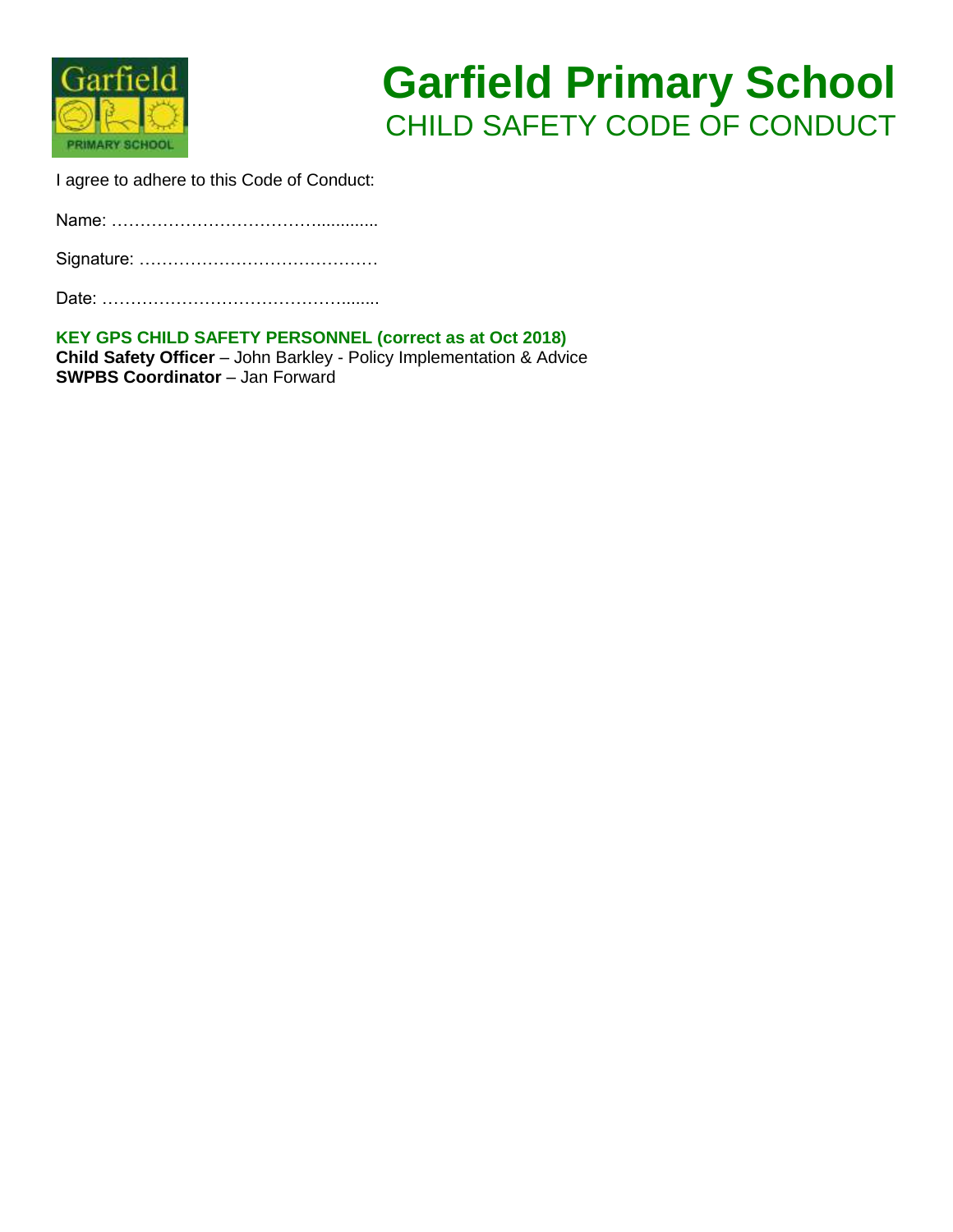# Garfield Primary School

## CHILD SAFETY CODE OF CONDUCT

I agree to adhere to this Code of Conduct:

Name: …………………………………............

Signature: ……………………………………

Date: ……………………………………........

**KEY GPS CHILD SAFETY PERSONNEL (correct as at Oct 2018)**
**Child Safety Officer** – John Barkley - Policy Implementation & Advice
**SWPBS Coordinator** – Jan Forward